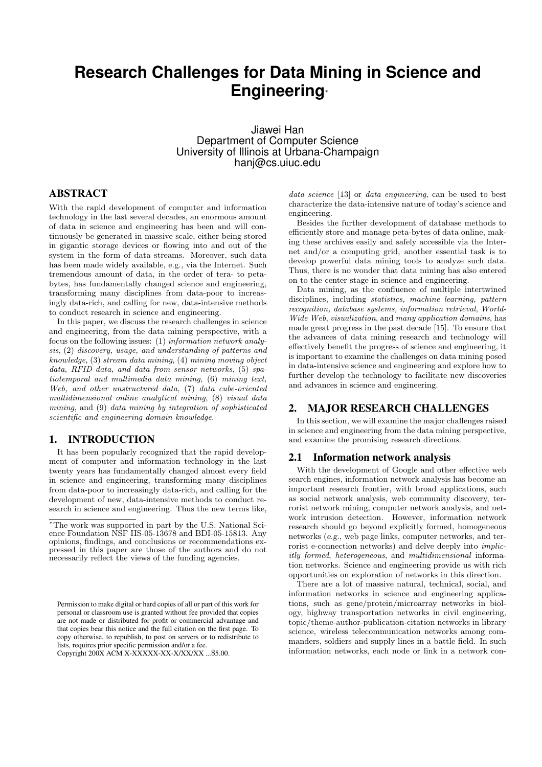# Research Challenges for Data Mining in Science and Engineering*

Jiawei Han
Department of Computer Science
University of Illinois at Urbana-Champaign
hanj@cs.uiuc.edu

## ABSTRACT

With the rapid development of computer and information technology in the last several decades, an enormous amount of data in science and engineering has been and will continuously be generated in massive scale, either being stored in gigantic storage devices or flowing into and out of the system in the form of data streams. Moreover, such data has been made widely available, e.g., via the Internet. Such tremendous amount of data, in the order of tera- to petabytes, has fundamentally changed science and engineering, transforming many disciplines from data-poor to increasingly data-rich, and calling for new, data-intensive methods to conduct research in science and engineering.

In this paper, we discuss the research challenges in science and engineering, from the data mining perspective, with a focus on the following issues: (1) *information network analysis*, (2) *discovery, usage, and understanding of patterns and knowledge*, (3) *stream data mining*, (4) *mining moving object data, RFID data, and data from sensor networks*, (5) *spatiotemporal and multimedia data mining*, (6) *mining text, Web, and other unstructured data*, (7) *data cube-oriented multidimensional online analytical mining*, (8) *visual data mining*, and (9) *data mining by integration of sophisticated scientific and engineering domain knowledge.*

## 1. INTRODUCTION

It has been popularly recognized that the rapid development of computer and information technology in the last twenty years has fundamentally changed almost every field in science and engineering, transforming many disciplines from data-poor to increasingly data-rich, and calling for the development of new, data-intensive methods to conduct research in science and engineering. Thus the new terms like, *data science* [13] or *data engineering*, can be used to best characterize the data-intensive nature of today's science and engineering.

Besides the further development of database methods to efficiently store and manage peta-bytes of data online, making these archives easily and safely accessible via the Internet and/or a computing grid, another essential task is to develop powerful data mining tools to analyze such data. Thus, there is no wonder that data mining has also entered on to the center stage in science and engineering.

Data mining, as the confluence of multiple intertwined disciplines, including *statistics, machine learning, pattern recognition, database systems, information retrieval*, *World-Wide Web*, *visualization*, and *many application domains*, has made great progress in the past decade [15]. To ensure that the advances of data mining research and technology will effectively benefit the progress of science and engineering, it is important to examine the challenges on data mining posed in data-intensive science and engineering and explore how to further develop the technology to facilitate new discoveries and advances in science and engineering.

## 2. MAJOR RESEARCH CHALLENGES

In this section, we will examine the major challenges raised in science and engineering from the data mining perspective, and examine the promising research directions.

### 2.1 Information network analysis

With the development of Google and other effective web search engines, information network analysis has become an important research frontier, with broad applications, such as social network analysis, web community discovery, terrorist network mining, computer network analysis, and network intrusion detection. However, information network research should go beyond explicitly formed, homogeneous networks (*e.g.*, web page links, computer networks, and terrorist e-connection networks) and delve deeply into *implicitly formed*, *heterogeneous*, and *multidimensional* information networks. Science and engineering provide us with rich opportunities on exploration of networks in this direction.

There are a lot of massive natural, technical, social, and information networks in science and engineering applications, such as gene/protein/microarray networks in biology, highway transportation networks in civil engineering, topic/theme-author-publication-citation networks in library science, wireless telecommunication networks among commanders, soldiers and supply lines in a battle field. In such information networks, each node or link in a network con-

*The work was supported in part by the U.S. National Science Foundation NSF IIS-05-13678 and BDI-05-15813. Any opinions, findings, and conclusions or recommendations expressed in this paper are those of the authors and do not necessarily reflect the views of the funding agencies.

Permission to make digital or hard copies of all or part of this work for personal or classroom use is granted without fee provided that copies are not made or distributed for profit or commercial advantage and that copies bear this notice and the full citation on the first page. To copy otherwise, to republish, to post on servers or to redistribute to lists, requires prior specific permission and/or a fee.
Copyright 200X ACM X-XXXXX-XX-X/XX/XX ...$5.00.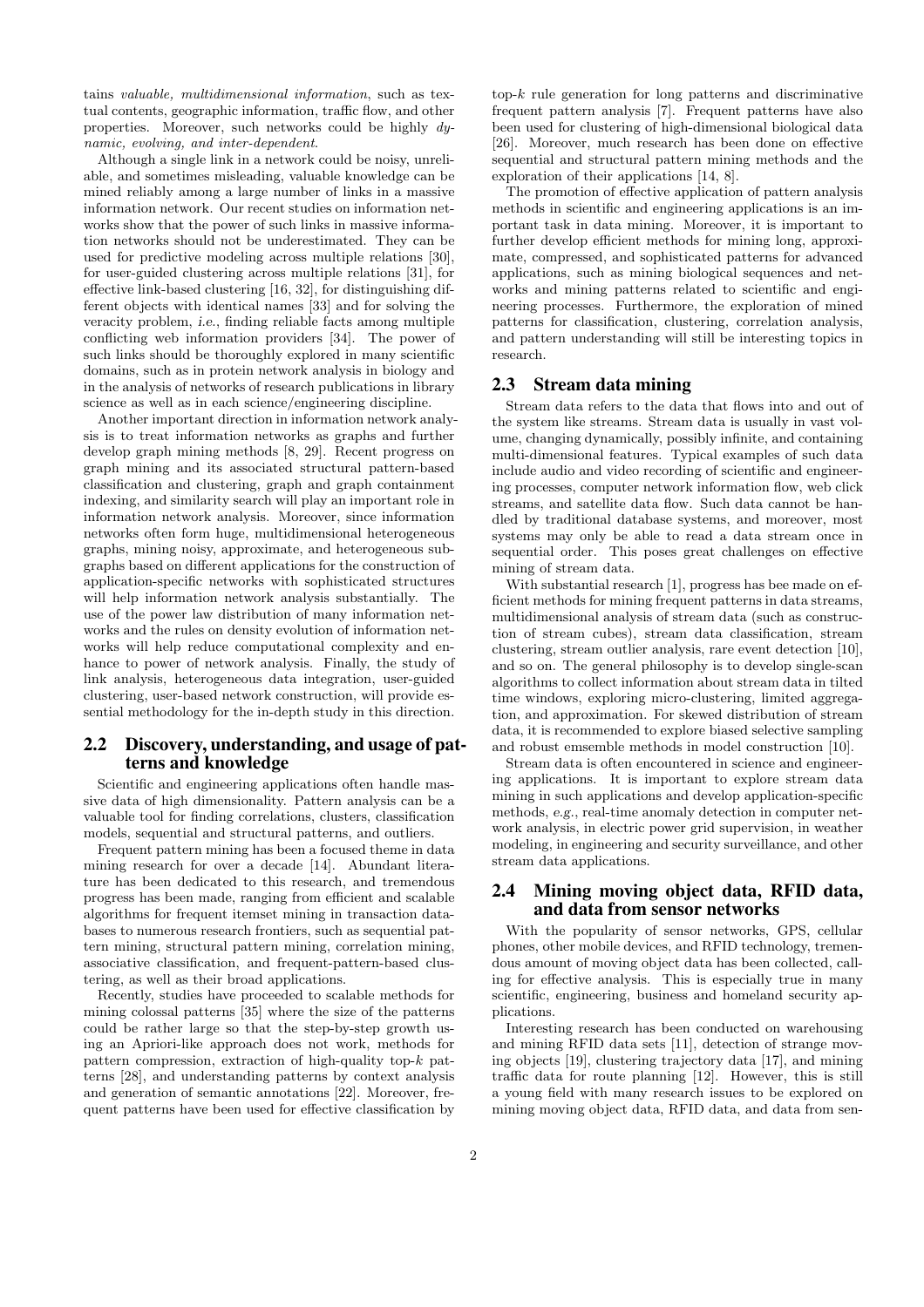tains *valuable, multidimensional information*, such as textual contents, geographic information, traffic flow, and other properties. Moreover, such networks could be highly *dynamic, evolving, and inter-dependent*.

Although a single link in a network could be noisy, unreliable, and sometimes misleading, valuable knowledge can be mined reliably among a large number of links in a massive information network. Our recent studies on information networks show that the power of such links in massive information networks should not be underestimated. They can be used for predictive modeling across multiple relations [30], for user-guided clustering across multiple relations [31], for effective link-based clustering [16, 32], for distinguishing different objects with identical names [33] and for solving the veracity problem, *i.e.*, finding reliable facts among multiple conflicting web information providers [34]. The power of such links should be thoroughly explored in many scientific domains, such as in protein network analysis in biology and in the analysis of networks of research publications in library science as well as in each science/engineering discipline.

Another important direction in information network analysis is to treat information networks as graphs and further develop graph mining methods [8, 29]. Recent progress on graph mining and its associated structural pattern-based classification and clustering, graph and graph containment indexing, and similarity search will play an important role in information network analysis. Moreover, since information networks often form huge, multidimensional heterogeneous graphs, mining noisy, approximate, and heterogeneous subgraphs based on different applications for the construction of application-specific networks with sophisticated structures will help information network analysis substantially. The use of the power law distribution of many information networks and the rules on density evolution of information networks will help reduce computational complexity and enhance to power of network analysis. Finally, the study of link analysis, heterogeneous data integration, user-guided clustering, user-based network construction, will provide essential methodology for the in-depth study in this direction.

## 2.2 Discovery, understanding, and usage of patterns and knowledge

Scientific and engineering applications often handle massive data of high dimensionality. Pattern analysis can be a valuable tool for finding correlations, clusters, classification models, sequential and structural patterns, and outliers.

Frequent pattern mining has been a focused theme in data mining research for over a decade [14]. Abundant literature has been dedicated to this research, and tremendous progress has been made, ranging from efficient and scalable algorithms for frequent itemset mining in transaction databases to numerous research frontiers, such as sequential pattern mining, structural pattern mining, correlation mining, associative classification, and frequent-pattern-based clustering, as well as their broad applications.

Recently, studies have proceeded to scalable methods for mining colossal patterns [35] where the size of the patterns could be rather large so that the step-by-step growth using an Apriori-like approach does not work, methods for pattern compression, extraction of high-quality top-$k$ patterns [28], and understanding patterns by context analysis and generation of semantic annotations [22]. Moreover, frequent patterns have been used for effective classification by top-$k$ rule generation for long patterns and discriminative frequent pattern analysis [7]. Frequent patterns have also been used for clustering of high-dimensional biological data [26]. Moreover, much research has been done on effective sequential and structural pattern mining methods and the exploration of their applications [14, 8].

The promotion of effective application of pattern analysis methods in scientific and engineering applications is an important task in data mining. Moreover, it is important to further develop efficient methods for mining long, approximate, compressed, and sophisticated patterns for advanced applications, such as mining biological sequences and networks and mining patterns related to scientific and engineering processes. Furthermore, the exploration of mined patterns for classification, clustering, correlation analysis, and pattern understanding will still be interesting topics in research.

## 2.3 Stream data mining

Stream data refers to the data that flows into and out of the system like streams. Stream data is usually in vast volume, changing dynamically, possibly infinite, and containing multi-dimensional features. Typical examples of such data include audio and video recording of scientific and engineering processes, computer network information flow, web click streams, and satellite data flow. Such data cannot be handled by traditional database systems, and moreover, most systems may only be able to read a data stream once in sequential order. This poses great challenges on effective mining of stream data.

With substantial research [1], progress has bee made on efficient methods for mining frequent patterns in data streams, multidimensional analysis of stream data (such as construction of stream cubes), stream data classification, stream clustering, stream outlier analysis, rare event detection [10], and so on. The general philosophy is to develop single-scan algorithms to collect information about stream data in tilted time windows, exploring micro-clustering, limited aggregation, and approximation. For skewed distribution of stream data, it is recommended to explore biased selective sampling and robust emsemble methods in model construction [10].

Stream data is often encountered in science and engineering applications. It is important to explore stream data mining in such applications and develop application-specific methods, *e.g.*, real-time anomaly detection in computer network analysis, in electric power grid supervision, in weather modeling, in engineering and security surveillance, and other stream data applications.

## 2.4 Mining moving object data, RFID data, and data from sensor networks

With the popularity of sensor networks, GPS, cellular phones, other mobile devices, and RFID technology, tremendous amount of moving object data has been collected, calling for effective analysis. This is especially true in many scientific, engineering, business and homeland security applications.

Interesting research has been conducted on warehousing and mining RFID data sets [11], detection of strange moving objects [19], clustering trajectory data [17], and mining traffic data for route planning [12]. However, this is still a young field with many research issues to be explored on mining moving object data, RFID data, and data from sen-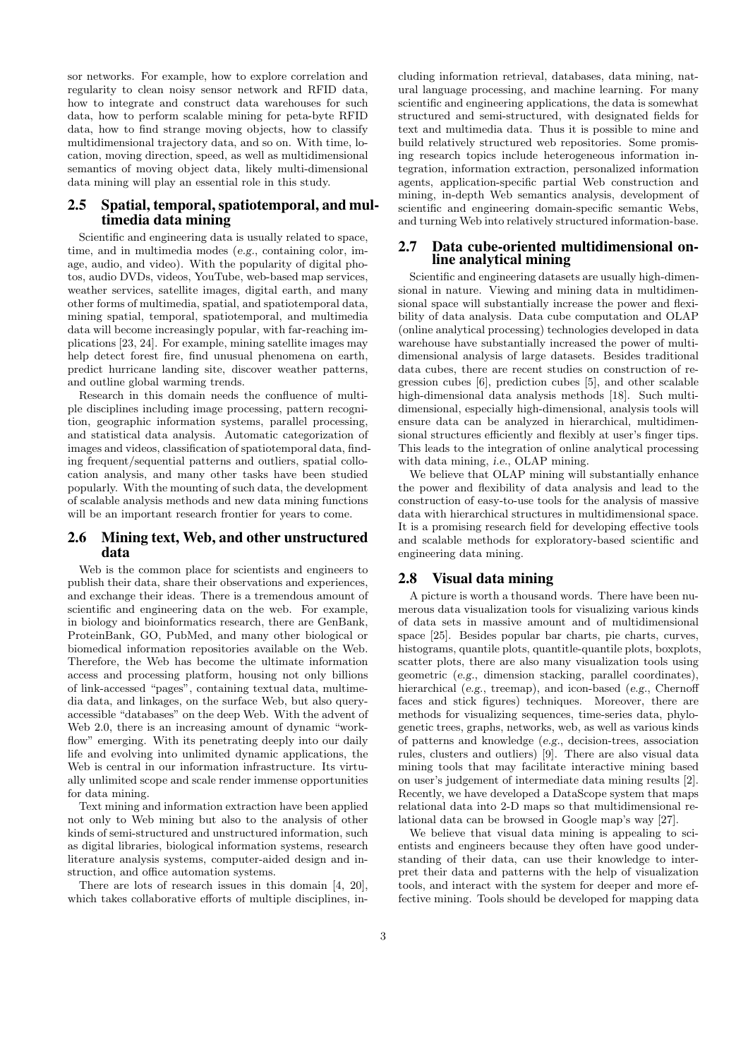sor networks. For example, how to explore correlation and regularity to clean noisy sensor network and RFID data, how to integrate and construct data warehouses for such data, how to perform scalable mining for peta-byte RFID data, how to find strange moving objects, how to classify multidimensional trajectory data, and so on. With time, location, moving direction, speed, as well as multidimensional semantics of moving object data, likely multi-dimensional data mining will play an essential role in this study.

## 2.5 Spatial, temporal, spatiotemporal, and multimedia data mining

Scientific and engineering data is usually related to space, time, and in multimedia modes (*e.g.*, containing color, image, audio, and video). With the popularity of digital photos, audio DVDs, videos, YouTube, web-based map services, weather services, satellite images, digital earth, and many other forms of multimedia, spatial, and spatiotemporal data, mining spatial, temporal, spatiotemporal, and multimedia data will become increasingly popular, with far-reaching implications [23, 24]. For example, mining satellite images may help detect forest fire, find unusual phenomena on earth, predict hurricane landing site, discover weather patterns, and outline global warming trends.

Research in this domain needs the confluence of multiple disciplines including image processing, pattern recognition, geographic information systems, parallel processing, and statistical data analysis. Automatic categorization of images and videos, classification of spatiotemporal data, finding frequent/sequential patterns and outliers, spatial collocation analysis, and many other tasks have been studied popularly. With the mounting of such data, the development of scalable analysis methods and new data mining functions will be an important research frontier for years to come.

## 2.6 Mining text, Web, and other unstructured data

Web is the common place for scientists and engineers to publish their data, share their observations and experiences, and exchange their ideas. There is a tremendous amount of scientific and engineering data on the web. For example, in biology and bioinformatics research, there are GenBank, ProteinBank, GO, PubMed, and many other biological or biomedical information repositories available on the Web. Therefore, the Web has become the ultimate information access and processing platform, housing not only billions of link-accessed "pages", containing textual data, multimedia data, and linkages, on the surface Web, but also query-accessible "databases" on the deep Web. With the advent of Web 2.0, there is an increasing amount of dynamic "workflow" emerging. With its penetrating deeply into our daily life and evolving into unlimited dynamic applications, the Web is central in our information infrastructure. Its virtually unlimited scope and scale render immense opportunities for data mining.

Text mining and information extraction have been applied not only to Web mining but also to the analysis of other kinds of semi-structured and unstructured information, such as digital libraries, biological information systems, research literature analysis systems, computer-aided design and instruction, and office automation systems.

There are lots of research issues in this domain [4, 20], which takes collaborative efforts of multiple disciplines, including information retrieval, databases, data mining, natural language processing, and machine learning. For many scientific and engineering applications, the data is somewhat structured and semi-structured, with designated fields for text and multimedia data. Thus it is possible to mine and build relatively structured web repositories. Some promising research topics include heterogeneous information integration, information extraction, personalized information agents, application-specific partial Web construction and mining, in-depth Web semantics analysis, development of scientific and engineering domain-specific semantic Webs, and turning Web into relatively structured information-base.

## 2.7 Data cube-oriented multidimensional online analytical mining

Scientific and engineering datasets are usually high-dimensional in nature. Viewing and mining data in multidimensional space will substantially increase the power and flexibility of data analysis. Data cube computation and OLAP (online analytical processing) technologies developed in data warehouse have substantially increased the power of multidimensional analysis of large datasets. Besides traditional data cubes, there are recent studies on construction of regression cubes [6], prediction cubes [5], and other scalable high-dimensional data analysis methods [18]. Such multidimensional, especially high-dimensional, analysis tools will ensure data can be analyzed in hierarchical, multidimensional structures efficiently and flexibly at user's finger tips. This leads to the integration of online analytical processing with data mining, *i.e.*, OLAP mining.

We believe that OLAP mining will substantially enhance the power and flexibility of data analysis and lead to the construction of easy-to-use tools for the analysis of massive data with hierarchical structures in multidimensional space. It is a promising research field for developing effective tools and scalable methods for exploratory-based scientific and engineering data mining.

## 2.8 Visual data mining

A picture is worth a thousand words. There have been numerous data visualization tools for visualizing various kinds of data sets in massive amount and of multidimensional space [25]. Besides popular bar charts, pie charts, curves, histograms, quantile plots, quantitle-quantile plots, boxplots, scatter plots, there are also many visualization tools using geometric (*e.g.*, dimension stacking, parallel coordinates), hierarchical (*e.g.*, treemap), and icon-based (*e.g.*, Chernoff faces and stick figures) techniques. Moreover, there are methods for visualizing sequences, time-series data, phylogenetic trees, graphs, networks, web, as well as various kinds of patterns and knowledge (*e.g.*, decision-trees, association rules, clusters and outliers) [9]. There are also visual data mining tools that may facilitate interactive mining based on user's judgement of intermediate data mining results [2]. Recently, we have developed a DataScope system that maps relational data into 2-D maps so that multidimensional relational data can be browsed in Google map's way [27].

We believe that visual data mining is appealing to scientists and engineers because they often have good understanding of their data, can use their knowledge to interpret their data and patterns with the help of visualization tools, and interact with the system for deeper and more effective mining. Tools should be developed for mapping data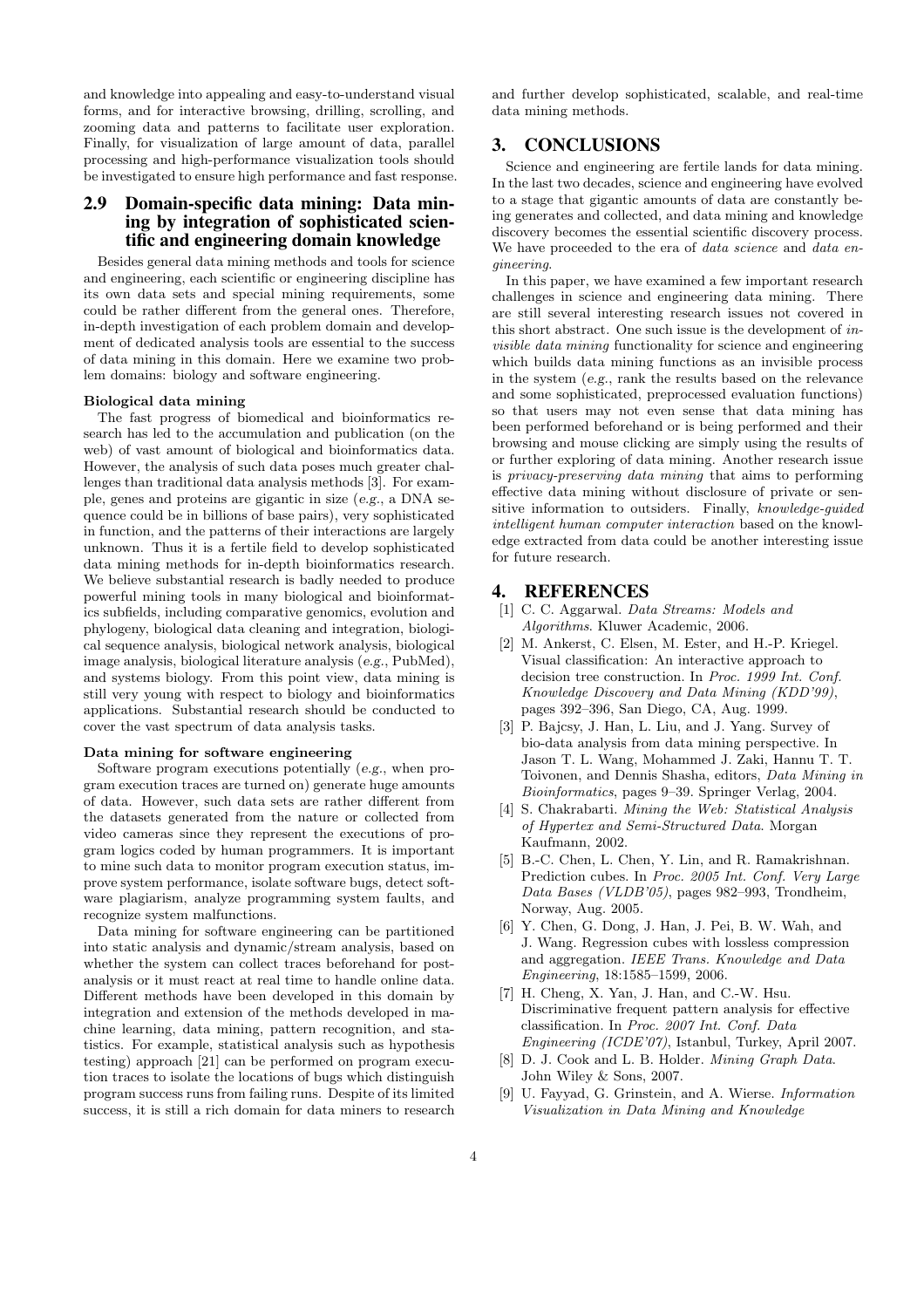and knowledge into appealing and easy-to-understand visual forms, and for interactive browsing, drilling, scrolling, and zooming data and patterns to facilitate user exploration. Finally, for visualization of large amount of data, parallel processing and high-performance visualization tools should be investigated to ensure high performance and fast response.

### 2.9 Domain-specific data mining: Data mining by integration of sophisticated scientific and engineering domain knowledge

Besides general data mining methods and tools for science and engineering, each scientific or engineering discipline has its own data sets and special mining requirements, some could be rather different from the general ones. Therefore, in-depth investigation of each problem domain and development of dedicated analysis tools are essential to the success of data mining in this domain. Here we examine two problem domains: biology and software engineering.

#### Biological data mining

The fast progress of biomedical and bioinformatics research has led to the accumulation and publication (on the web) of vast amount of biological and bioinformatics data. However, the analysis of such data poses much greater challenges than traditional data analysis methods [3]. For example, genes and proteins are gigantic in size (*e.g.*, a DNA sequence could be in billions of base pairs), very sophisticated in function, and the patterns of their interactions are largely unknown. Thus it is a fertile field to develop sophisticated data mining methods for in-depth bioinformatics research. We believe substantial research is badly needed to produce powerful mining tools in many biological and bioinformatics subfields, including comparative genomics, evolution and phylogeny, biological data cleaning and integration, biological sequence analysis, biological network analysis, biological image analysis, biological literature analysis (*e.g.*, PubMed), and systems biology. From this point view, data mining is still very young with respect to biology and bioinformatics applications. Substantial research should be conducted to cover the vast spectrum of data analysis tasks.

#### Data mining for software engineering

Software program executions potentially (*e.g.*, when program execution traces are turned on) generate huge amounts of data. However, such data sets are rather different from the datasets generated from the nature or collected from video cameras since they represent the executions of program logics coded by human programmers. It is important to mine such data to monitor program execution status, improve system performance, isolate software bugs, detect software plagiarism, analyze programming system faults, and recognize system malfunctions.

Data mining for software engineering can be partitioned into static analysis and dynamic/stream analysis, based on whether the system can collect traces beforehand for post-analysis or it must react at real time to handle online data. Different methods have been developed in this domain by integration and extension of the methods developed in machine learning, data mining, pattern recognition, and statistics. For example, statistical analysis such as hypothesis testing) approach [21] can be performed on program execution traces to isolate the locations of bugs which distinguish program success runs from failing runs. Despite of its limited success, it is still a rich domain for data miners to research and further develop sophisticated, scalable, and real-time data mining methods.

## 3. CONCLUSIONS

Science and engineering are fertile lands for data mining. In the last two decades, science and engineering have evolved to a stage that gigantic amounts of data are constantly being generates and collected, and data mining and knowledge discovery becomes the essential scientific discovery process. We have proceeded to the era of *data science* and *data engineering*.

In this paper, we have examined a few important research challenges in science and engineering data mining. There are still several interesting research issues not covered in this short abstract. One such issue is the development of *invisible data mining* functionality for science and engineering which builds data mining functions as an invisible process in the system (*e.g.*, rank the results based on the relevance and some sophisticated, preprocessed evaluation functions) so that users may not even sense that data mining has been performed beforehand or is being performed and their browsing and mouse clicking are simply using the results of or further exploring of data mining. Another research issue is *privacy-preserving data mining* that aims to performing effective data mining without disclosure of private or sensitive information to outsiders. Finally, *knowledge-guided intelligent human computer interaction* based on the knowledge extracted from data could be another interesting issue for future research.

## 4. REFERENCES

[1] C. C. Aggarwal. *Data Streams: Models and Algorithms*. Kluwer Academic, 2006.

[2] M. Ankerst, C. Elsen, M. Ester, and H.-P. Kriegel. Visual classification: An interactive approach to decision tree construction. In *Proc. 1999 Int. Conf. Knowledge Discovery and Data Mining (KDD'99)*, pages 392–396, San Diego, CA, Aug. 1999.

[3] P. Bajcsy, J. Han, L. Liu, and J. Yang. Survey of bio-data analysis from data mining perspective. In Jason T. L. Wang, Mohammed J. Zaki, Hannu T. T. Toivonen, and Dennis Shasha, editors, *Data Mining in Bioinformatics*, pages 9–39. Springer Verlag, 2004.

[4] S. Chakrabarti. *Mining the Web: Statistical Analysis of Hypertex and Semi-Structured Data*. Morgan Kaufmann, 2002.

[5] B.-C. Chen, L. Chen, Y. Lin, and R. Ramakrishnan. Prediction cubes. In *Proc. 2005 Int. Conf. Very Large Data Bases (VLDB'05)*, pages 982–993, Trondheim, Norway, Aug. 2005.

[6] Y. Chen, G. Dong, J. Han, J. Pei, B. W. Wah, and J. Wang. Regression cubes with lossless compression and aggregation. *IEEE Trans. Knowledge and Data Engineering*, 18:1585–1599, 2006.

[7] H. Cheng, X. Yan, J. Han, and C.-W. Hsu. Discriminative frequent pattern analysis for effective classification. In *Proc. 2007 Int. Conf. Data Engineering (ICDE'07)*, Istanbul, Turkey, April 2007.

[8] D. J. Cook and L. B. Holder. *Mining Graph Data*. John Wiley & Sons, 2007.

[9] U. Fayyad, G. Grinstein, and A. Wierse. *Information Visualization in Data Mining and Knowledge*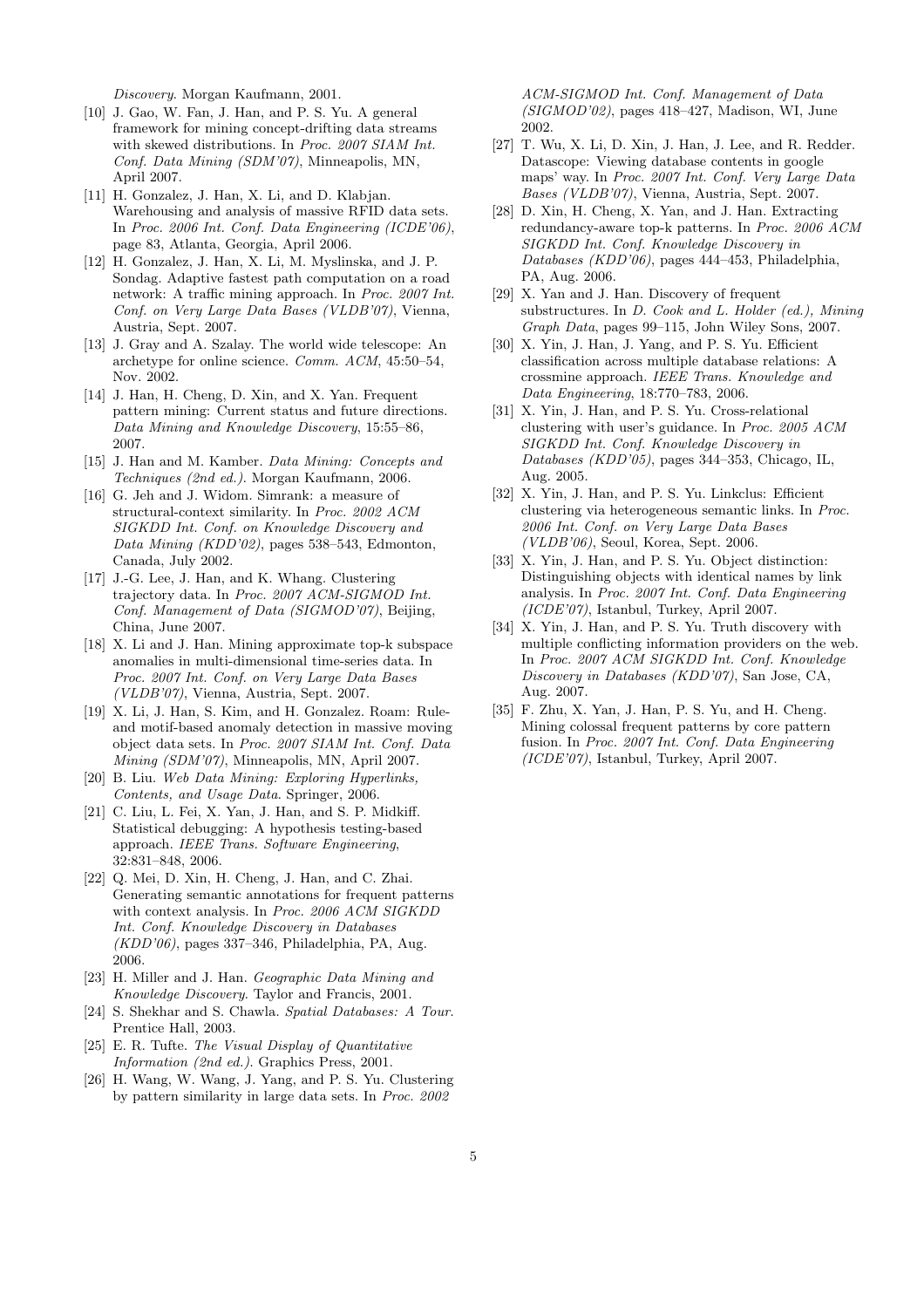Discovery*. Morgan Kaufmann, 2001.

[10] J. Gao, W. Fan, J. Han, and P. S. Yu. A general framework for mining concept-drifting data streams with skewed distributions. In *Proc. 2007 SIAM Int. Conf. Data Mining (SDM'07)*, Minneapolis, MN, April 2007.

[11] H. Gonzalez, J. Han, X. Li, and D. Klabjan. Warehousing and analysis of massive RFID data sets. In *Proc. 2006 Int. Conf. Data Engineering (ICDE'06)*, page 83, Atlanta, Georgia, April 2006.

[12] H. Gonzalez, J. Han, X. Li, M. Myslinska, and J. P. Sondag. Adaptive fastest path computation on a road network: A traffic mining approach. In *Proc. 2007 Int. Conf. on Very Large Data Bases (VLDB'07)*, Vienna, Austria, Sept. 2007.

[13] J. Gray and A. Szalay. The world wide telescope: An archetype for online science. *Comm. ACM*, 45:50–54, Nov. 2002.

[14] J. Han, H. Cheng, D. Xin, and X. Yan. Frequent pattern mining: Current status and future directions. *Data Mining and Knowledge Discovery*, 15:55–86, 2007.

[15] J. Han and M. Kamber. *Data Mining: Concepts and Techniques (2nd ed.)*. Morgan Kaufmann, 2006.

[16] G. Jeh and J. Widom. Simrank: a measure of structural-context similarity. In *Proc. 2002 ACM SIGKDD Int. Conf. on Knowledge Discovery and Data Mining (KDD'02)*, pages 538–543, Edmonton, Canada, July 2002.

[17] J.-G. Lee, J. Han, and K. Whang. Clustering trajectory data. In *Proc. 2007 ACM-SIGMOD Int. Conf. Management of Data (SIGMOD'07)*, Beijing, China, June 2007.

[18] X. Li and J. Han. Mining approximate top-k subspace anomalies in multi-dimensional time-series data. In *Proc. 2007 Int. Conf. on Very Large Data Bases (VLDB'07)*, Vienna, Austria, Sept. 2007.

[19] X. Li, J. Han, S. Kim, and H. Gonzalez. Roam: Rule- and motif-based anomaly detection in massive moving object data sets. In *Proc. 2007 SIAM Int. Conf. Data Mining (SDM'07)*, Minneapolis, MN, April 2007.

[20] B. Liu. *Web Data Mining: Exploring Hyperlinks, Contents, and Usage Data*. Springer, 2006.

[21] C. Liu, L. Fei, X. Yan, J. Han, and S. P. Midkiff. Statistical debugging: A hypothesis testing-based approach. *IEEE Trans. Software Engineering*, 32:831–848, 2006.

[22] Q. Mei, D. Xin, H. Cheng, J. Han, and C. Zhai. Generating semantic annotations for frequent patterns with context analysis. In *Proc. 2006 ACM SIGKDD Int. Conf. Knowledge Discovery in Databases (KDD'06)*, pages 337–346, Philadelphia, PA, Aug. 2006.

[23] H. Miller and J. Han. *Geographic Data Mining and Knowledge Discovery*. Taylor and Francis, 2001.

[24] S. Shekhar and S. Chawla. *Spatial Databases: A Tour*. Prentice Hall, 2003.

[25] E. R. Tufte. *The Visual Display of Quantitative Information (2nd ed.)*. Graphics Press, 2001.

[26] H. Wang, W. Wang, J. Yang, and P. S. Yu. Clustering by pattern similarity in large data sets. In *Proc. 2002 ACM-SIGMOD Int. Conf. Management of Data (SIGMOD'02)*, pages 418–427, Madison, WI, June 2002.

[27] T. Wu, X. Li, D. Xin, J. Han, J. Lee, and R. Redder. Datascope: Viewing database contents in google maps' way. In *Proc. 2007 Int. Conf. Very Large Data Bases (VLDB'07)*, Vienna, Austria, Sept. 2007.

[28] D. Xin, H. Cheng, X. Yan, and J. Han. Extracting redundancy-aware top-k patterns. In *Proc. 2006 ACM SIGKDD Int. Conf. Knowledge Discovery in Databases (KDD'06)*, pages 444–453, Philadelphia, PA, Aug. 2006.

[29] X. Yan and J. Han. Discovery of frequent substructures. In *D. Cook and L. Holder (ed.), Mining Graph Data*, pages 99–115, John Wiley Sons, 2007.

[30] X. Yin, J. Han, J. Yang, and P. S. Yu. Efficient classification across multiple database relations: A crossmine approach. *IEEE Trans. Knowledge and Data Engineering*, 18:770–783, 2006.

[31] X. Yin, J. Han, and P. S. Yu. Cross-relational clustering with user's guidance. In *Proc. 2005 ACM SIGKDD Int. Conf. Knowledge Discovery in Databases (KDD'05)*, pages 344–353, Chicago, IL, Aug. 2005.

[32] X. Yin, J. Han, and P. S. Yu. Linkclus: Efficient clustering via heterogeneous semantic links. In *Proc. 2006 Int. Conf. on Very Large Data Bases (VLDB'06)*, Seoul, Korea, Sept. 2006.

[33] X. Yin, J. Han, and P. S. Yu. Object distinction: Distinguishing objects with identical names by link analysis. In *Proc. 2007 Int. Conf. Data Engineering (ICDE'07)*, Istanbul, Turkey, April 2007.

[34] X. Yin, J. Han, and P. S. Yu. Truth discovery with multiple conflicting information providers on the web. In *Proc. 2007 ACM SIGKDD Int. Conf. Knowledge Discovery in Databases (KDD'07)*, San Jose, CA, Aug. 2007.

[35] F. Zhu, X. Yan, J. Han, P. S. Yu, and H. Cheng. Mining colossal frequent patterns by core pattern fusion. In *Proc. 2007 Int. Conf. Data Engineering (ICDE'07)*, Istanbul, Turkey, April 2007.